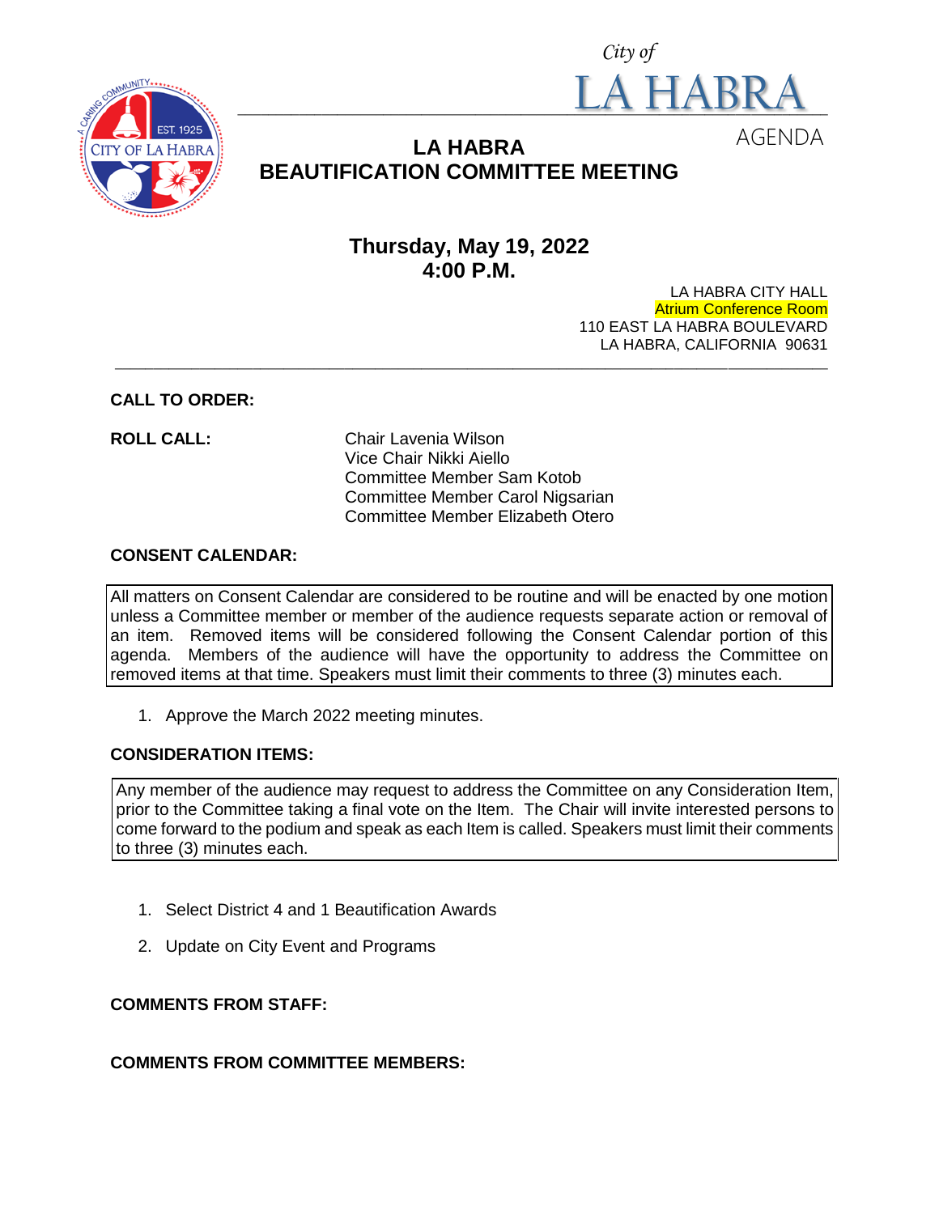City of
LA HABRA
AGENDA

# LA HABRA BEAUTIFICATION COMMITTEE MEETING

## Thursday, May 19, 2022
## 4:00 P.M.

LA HABRA CITY HALL
Atrium Conference Room
110 EAST LA HABRA BOULEVARD
LA HABRA, CALIFORNIA 90631

---

**CALL TO ORDER:**

**ROLL CALL:**

Chair Lavenia Wilson
Vice Chair Nikki Aiello
Committee Member Sam Kotob
Committee Member Carol Nigsarian
Committee Member Elizabeth Otero

**CONSENT CALENDAR:**

All matters on Consent Calendar are considered to be routine and will be enacted by one motion unless a Committee member or member of the audience requests separate action or removal of an item. Removed items will be considered following the Consent Calendar portion of this agenda. Members of the audience will have the opportunity to address the Committee on removed items at that time. Speakers must limit their comments to three (3) minutes each.

1. Approve the March 2022 meeting minutes.

**CONSIDERATION ITEMS:**

Any member of the audience may request to address the Committee on any Consideration Item, prior to the Committee taking a final vote on the Item. The Chair will invite interested persons to come forward to the podium and speak as each Item is called. Speakers must limit their comments to three (3) minutes each.

1. Select District 4 and 1 Beautification Awards
2. Update on City Event and Programs

**COMMENTS FROM STAFF:**

**COMMENTS FROM COMMITTEE MEMBERS:**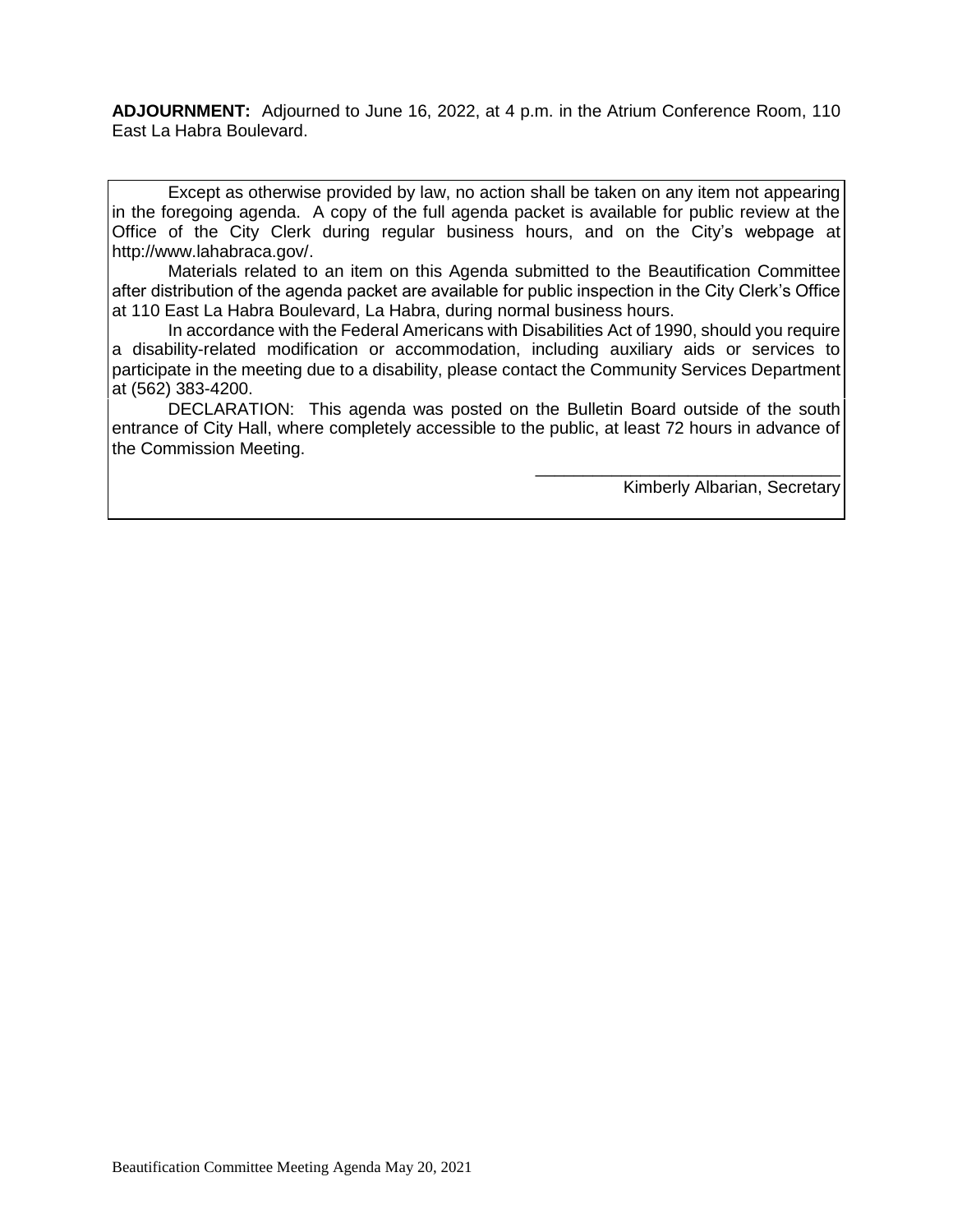**ADJOURNMENT:** Adjourned to June 16, 2022, at 4 p.m. in the Atrium Conference Room, 110 East La Habra Boulevard.

Except as otherwise provided by law, no action shall be taken on any item not appearing in the foregoing agenda. A copy of the full agenda packet is available for public review at the Office of the City Clerk during regular business hours, and on the City's webpage at http://www.lahabraca.gov/.

Materials related to an item on this Agenda submitted to the Beautification Committee after distribution of the agenda packet are available for public inspection in the City Clerk's Office at 110 East La Habra Boulevard, La Habra, during normal business hours.

In accordance with the Federal Americans with Disabilities Act of 1990, should you require a disability-related modification or accommodation, including auxiliary aids or services to participate in the meeting due to a disability, please contact the Community Services Department at (562) 383-4200.

DECLARATION: This agenda was posted on the Bulletin Board outside of the south entrance of City Hall, where completely accessible to the public, at least 72 hours in advance of the Commission Meeting.

\_\_\_\_\_\_\_\_\_\_\_\_\_\_\_\_\_\_\_\_\_\_\_\_\_\_\_\_\_\_\_\_
Kimberly Albarian, Secretary